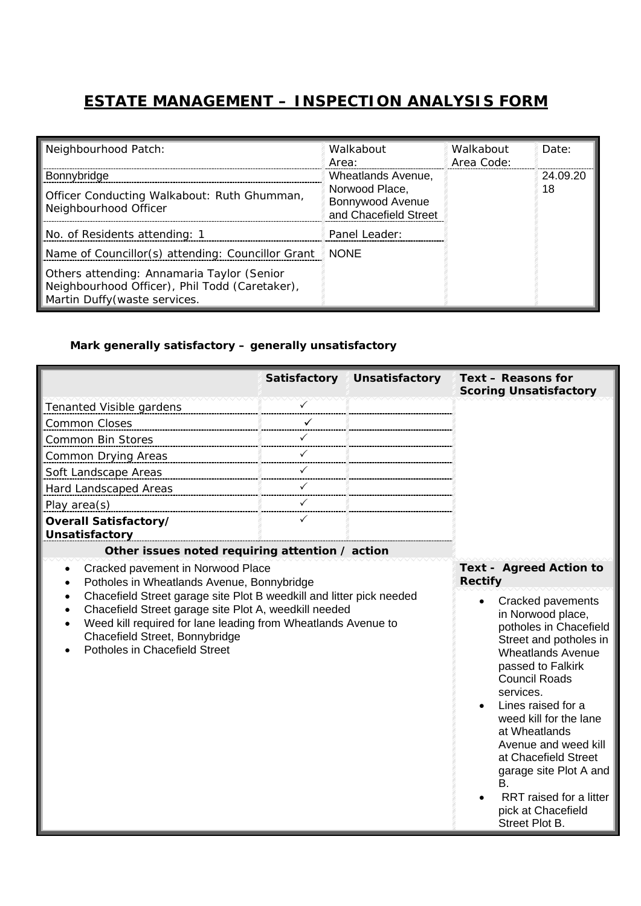# ESTATE MANAGEMENT – INSPECTION ANALYSIS FORM

| Neighbourhood Patch: | Walkabout Area: | Walkabout Area Code: | Date: |
|---|---|---|---|
| Bonnybridge | Wheatlands Avenue, Norwood Place, Bonnywood Avenue and Chacefield Street | | 24.09.2018 |
| Officer Conducting Walkabout: Ruth Ghumman, Neighbourhood Officer | | | |
| No. of Residents attending: 1 | Panel Leader: | | |
| Name of Councillor(s) attending: Councillor Grant | NONE | | |
| Others attending: Annamaria Taylor (Senior Neighbourhood Officer), Phil Todd (Caretaker), Martin Duffy(waste services. | | | |

**Mark generally satisfactory – generally unsatisfactory**

| | Satisfactory | Unsatisfactory | Text – Reasons for Scoring Unsatisfactory |
|---|---|---|---|
| Tenanted Visible gardens | ✓ | | |
| Common Closes | ✓ | | |
| Common Bin Stores | ✓ | | |
| Common Drying Areas | ✓ | | |
| Soft Landscape Areas | ✓ | | |
| Hard Landscaped Areas | ✓ | | |
| Play area(s) | ✓ | | |
| **Overall Satisfactory/ Unsatisfactory** | ✓ | | |

| Other issues noted requiring attention / action | Text - Agreed Action to Rectify |
|---|---|
| • Cracked pavement in Norwood Place<br>• Potholes in Wheatlands Avenue, Bonnybridge<br>• Chacefield Street garage site Plot B weedkill and litter pick needed<br>• Chacefield Street garage site Plot A, weedkill needed<br>• Weed kill required for lane leading from Wheatlands Avenue to Chacefield Street, Bonnybridge<br>• Potholes in Chacefield Street | • Cracked pavements in Norwood place, potholes in Chacefield Street and potholes in Wheatlands Avenue passed to Falkirk Council Roads services.<br>• Lines raised for a weed kill for the lane at Wheatlands Avenue and weed kill at Chacefield Street garage site Plot A and B.<br>• RRT raised for a litter pick at Chacefield Street Plot B. |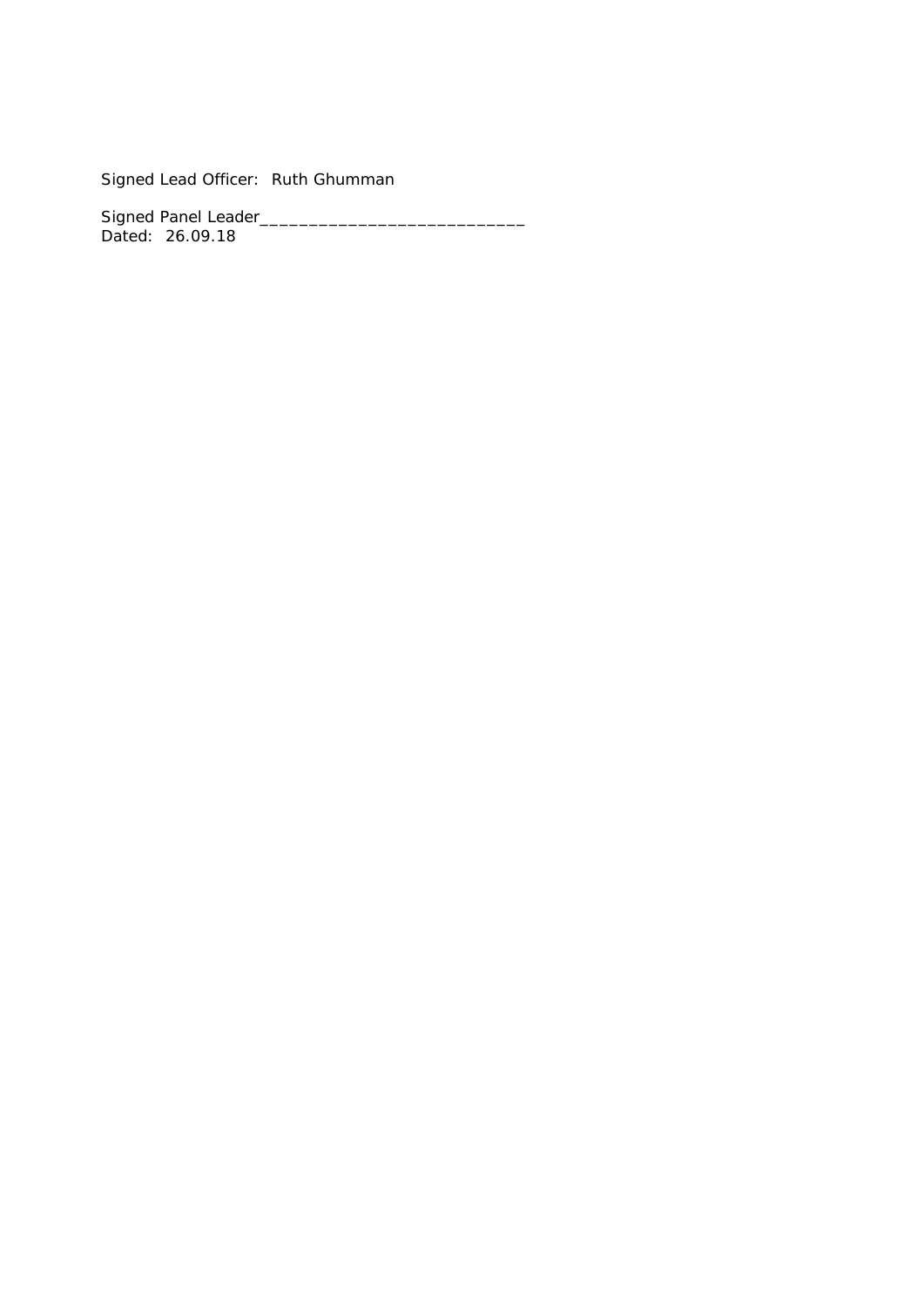Signed Lead Officer: Ruth Ghumman

Signed Panel Leader____________________________
Dated: 26.09.18